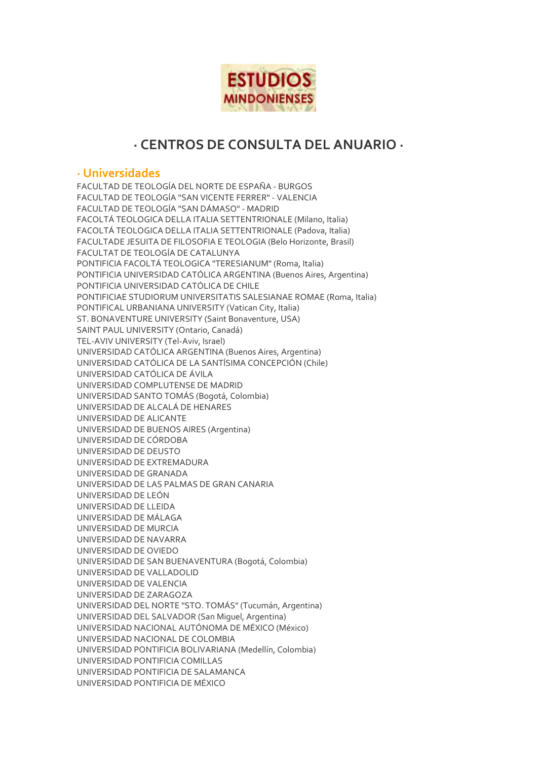ESTUDIOS MINDONIENSES

# · CENTROS DE CONSULTA DEL ANUARIO ·

## · Universidades

FACULTAD DE TEOLOGÍA DEL NORTE DE ESPAÑA - BURGOS
FACULTAD DE TEOLOGÍA "SAN VICENTE FERRER" - VALENCIA
FACULTAD DE TEOLOGÍA "SAN DÁMASO" - MADRID
FACOLTÁ TEOLOGICA DELLA ITALIA SETTENTRIONALE (Milano, Italia)
FACOLTÁ TEOLOGICA DELLA ITALIA SETTENTRIONALE (Padova, Italia)
FACULTADE JESUITA DE FILOSOFIA E TEOLOGIA (Belo Horizonte, Brasil)
FACULTAT DE TEOLOGÍA DE CATALUNYA
PONTIFICIA FACOLTÁ TEOLOGICA "TERESIANUM" (Roma, Italia)
PONTIFICIA UNIVERSIDAD CATÓLICA ARGENTINA (Buenos Aires, Argentina)
PONTIFICIA UNIVERSIDAD CATÓLICA DE CHILE
PONTIFICIAE STUDIORUM UNIVERSITATIS SALESIANAE ROMAE (Roma, Italia)
PONTIFICAL URBANIANA UNIVERSITY (Vatican City, Italia)
ST. BONAVENTURE UNIVERSITY (Saint Bonaventure, USA)
SAINT PAUL UNIVERSITY (Ontario, Canadá)
TEL-AVIV UNIVERSITY (Tel-Aviv, Israel)
UNIVERSIDAD CATÓLICA ARGENTINA (Buenos Aires, Argentina)
UNIVERSIDAD CATÓLICA DE LA SANTÍSIMA CONCEPCIÓN (Chile)
UNIVERSIDAD CATÓLICA DE ÁVILA
UNIVERSIDAD COMPLUTENSE DE MADRID
UNIVERSIDAD SANTO TOMÁS (Bogotá, Colombia)
UNIVERSIDAD DE ALCALÁ DE HENARES
UNIVERSIDAD DE ALICANTE
UNIVERSIDAD DE BUENOS AIRES (Argentina)
UNIVERSIDAD DE CÓRDOBA
UNIVERSIDAD DE DEUSTO
UNIVERSIDAD DE EXTREMADURA
UNIVERSIDAD DE GRANADA
UNIVERSIDAD DE LAS PALMAS DE GRAN CANARIA
UNIVERSIDAD DE LEÓN
UNIVERSIDAD DE LLEIDA
UNIVERSIDAD DE MÁLAGA
UNIVERSIDAD DE MURCIA
UNIVERSIDAD DE NAVARRA
UNIVERSIDAD DE OVIEDO
UNIVERSIDAD DE SAN BUENAVENTURA (Bogotá, Colombia)
UNIVERSIDAD DE VALLADOLID
UNIVERSIDAD DE VALENCIA
UNIVERSIDAD DE ZARAGOZA
UNIVERSIDAD DEL NORTE "STO. TOMÁS" (Tucumán, Argentina)
UNIVERSIDAD DEL SALVADOR (San Miguel, Argentina)
UNIVERSIDAD NACIONAL AUTÓNOMA DE MÉXICO (México)
UNIVERSIDAD NACIONAL DE COLOMBIA
UNIVERSIDAD PONTIFICIA BOLIVARIANA (Medellín, Colombia)
UNIVERSIDAD PONTIFICIA COMILLAS
UNIVERSIDAD PONTIFICIA DE SALAMANCA
UNIVERSIDAD PONTIFICIA DE MÉXICO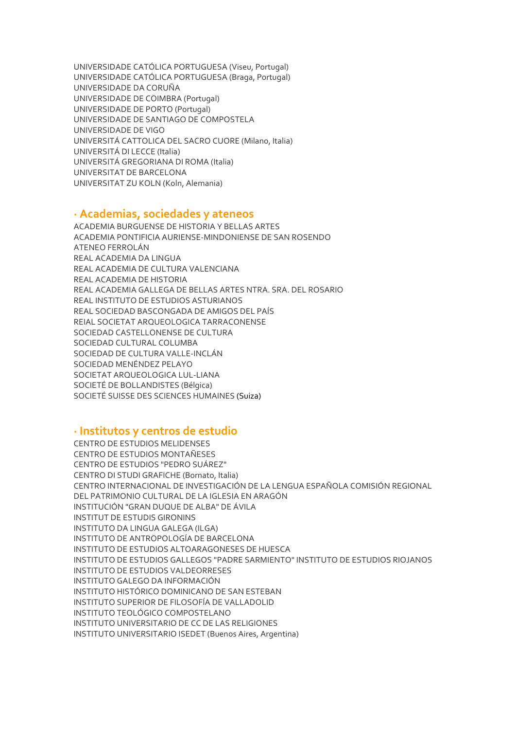UNIVERSIDADE CATÓLICA PORTUGUESA (Viseu, Portugal)
UNIVERSIDADE CATÓLICA PORTUGUESA (Braga, Portugal)
UNIVERSIDADE DA CORUÑA
UNIVERSIDADE DE COIMBRA (Portugal)
UNIVERSIDADE DE PORTO (Portugal)
UNIVERSIDADE DE SANTIAGO DE COMPOSTELA
UNIVERSIDADE DE VIGO
UNIVERSITÁ CATTOLICA DEL SACRO CUORE (Milano, Italia)
UNIVERSITÁ DI LECCE (Italia)
UNIVERSITÁ GREGORIANA DI ROMA (Italia)
UNIVERSITAT DE BARCELONA
UNIVERSITAT ZU KOLN (Koln, Alemania)

## · Academias, sociedades y ateneos

ACADEMIA BURGUENSE DE HISTORIA Y BELLAS ARTES
ACADEMIA PONTIFICIA AURIENSE-MINDONIENSE DE SAN ROSENDO
ATENEO FERROLÁN
REAL ACADEMIA DA LINGUA
REAL ACADEMIA DE CULTURA VALENCIANA
REAL ACADEMIA DE HISTORIA
REAL ACADEMIA GALLEGA DE BELLAS ARTES NTRA. SRA. DEL ROSARIO
REAL INSTITUTO DE ESTUDIOS ASTURIANOS
REAL SOCIEDAD BASCONGADA DE AMIGOS DEL PAÍS
REIAL SOCIETAT ARQUEOLOGICA TARRACONENSE
SOCIEDAD CASTELLONENSE DE CULTURA
SOCIEDAD CULTURAL COLUMBA
SOCIEDAD DE CULTURA VALLE-INCLÁN
SOCIEDAD MENÉNDEZ PELAYO
SOCIETAT ARQUEOLOGICA LUL-LIANA
SOCIETÉ DE BOLLANDISTES (Bélgica)
SOCIETÉ SUISSE DES SCIENCES HUMAINES (Suiza)

## · Institutos y centros de estudio

CENTRO DE ESTUDIOS MELIDENSES
CENTRO DE ESTUDIOS MONTAÑESES
CENTRO DE ESTUDIOS "PEDRO SUÁREZ"
CENTRO DI STUDI GRAFICHE (Bornato, Italia)
CENTRO INTERNACIONAL DE INVESTIGACIÓN DE LA LENGUA ESPAÑOLA COMISIÓN REGIONAL DEL PATRIMONIO CULTURAL DE LA IGLESIA EN ARAGÓN
INSTITUCIÓN "GRAN DUQUE DE ALBA" DE ÁVILA
INSTITUT DE ESTUDIS GIRONINS
INSTITUTO DA LINGUA GALEGA (ILGA)
INSTITUTO DE ANTROPOLOGÍA DE BARCELONA
INSTITUTO DE ESTUDIOS ALTOARAGONESES DE HUESCA
INSTITUTO DE ESTUDIOS GALLEGOS "PADRE SARMIENTO" INSTITUTO DE ESTUDIOS RIOJANOS
INSTITUTO DE ESTUDIOS VALDEORRESES
INSTITUTO GALEGO DA INFORMACIÓN
INSTITUTO HISTÓRICO DOMINICANO DE SAN ESTEBAN
INSTITUTO SUPERIOR DE FILOSOFÍA DE VALLADOLID
INSTITUTO TEOLÓGICO COMPOSTELANO
INSTITUTO UNIVERSITARIO DE CC DE LAS RELIGIONES
INSTITUTO UNIVERSITARIO ISEDET (Buenos Aires, Argentina)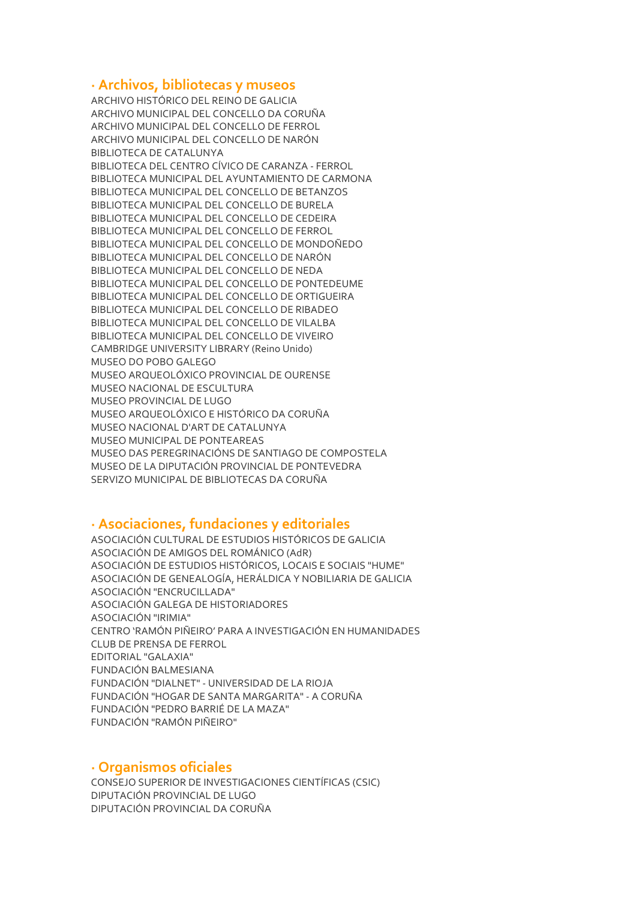## · Archivos, bibliotecas y museos

ARCHIVO HISTÓRICO DEL REINO DE GALICIA
ARCHIVO MUNICIPAL DEL CONCELLO DA CORUÑA
ARCHIVO MUNICIPAL DEL CONCELLO DE FERROL
ARCHIVO MUNICIPAL DEL CONCELLO DE NARÓN
BIBLIOTECA DE CATALUNYA
BIBLIOTECA DEL CENTRO CÍVICO DE CARANZA - FERROL
BIBLIOTECA MUNICIPAL DEL AYUNTAMIENTO DE CARMONA
BIBLIOTECA MUNICIPAL DEL CONCELLO DE BETANZOS
BIBLIOTECA MUNICIPAL DEL CONCELLO DE BURELA
BIBLIOTECA MUNICIPAL DEL CONCELLO DE CEDEIRA
BIBLIOTECA MUNICIPAL DEL CONCELLO DE FERROL
BIBLIOTECA MUNICIPAL DEL CONCELLO DE MONDOÑEDO
BIBLIOTECA MUNICIPAL DEL CONCELLO DE NARÓN
BIBLIOTECA MUNICIPAL DEL CONCELLO DE NEDA
BIBLIOTECA MUNICIPAL DEL CONCELLO DE PONTEDEUME
BIBLIOTECA MUNICIPAL DEL CONCELLO DE ORTIGUEIRA
BIBLIOTECA MUNICIPAL DEL CONCELLO DE RIBADEO
BIBLIOTECA MUNICIPAL DEL CONCELLO DE VILALBA
BIBLIOTECA MUNICIPAL DEL CONCELLO DE VIVEIRO
CAMBRIDGE UNIVERSITY LIBRARY (Reino Unido)
MUSEO DO POBO GALEGO
MUSEO ARQUEOLÓXICO PROVINCIAL DE OURENSE
MUSEO NACIONAL DE ESCULTURA
MUSEO PROVINCIAL DE LUGO
MUSEO ARQUEOLÓXICO E HISTÓRICO DA CORUÑA
MUSEO NACIONAL D'ART DE CATALUNYA
MUSEO MUNICIPAL DE PONTEAREAS
MUSEO DAS PEREGRINACIÓNS DE SANTIAGO DE COMPOSTELA
MUSEO DE LA DIPUTACIÓN PROVINCIAL DE PONTEVEDRA
SERVIZO MUNICIPAL DE BIBLIOTECAS DA CORUÑA

## · Asociaciones, fundaciones y editoriales

ASOCIACIÓN CULTURAL DE ESTUDIOS HISTÓRICOS DE GALICIA
ASOCIACIÓN DE AMIGOS DEL ROMÁNICO (AdR)
ASOCIACIÓN DE ESTUDIOS HISTÓRICOS, LOCAIS E SOCIAIS "HUME"
ASOCIACIÓN DE GENEALOGÍA, HERÁLDICA Y NOBILIARIA DE GALICIA
ASOCIACIÓN "ENCRUCILLADA"
ASOCIACIÓN GALEGA DE HISTORIADORES
ASOCIACIÓN "IRIMIA"
CENTRO 'RAMÓN PIÑEIRO' PARA A INVESTIGACIÓN EN HUMANIDADES
CLUB DE PRENSA DE FERROL
EDITORIAL "GALAXIA"
FUNDACIÓN BALMESIANA
FUNDACIÓN "DIALNET" - UNIVERSIDAD DE LA RIOJA
FUNDACIÓN "HOGAR DE SANTA MARGARITA" - A CORUÑA
FUNDACIÓN "PEDRO BARRIÉ DE LA MAZA"
FUNDACIÓN "RAMÓN PIÑEIRO"

## · Organismos oficiales

CONSEJO SUPERIOR DE INVESTIGACIONES CIENTÍFICAS (CSIC)
DIPUTACIÓN PROVINCIAL DE LUGO
DIPUTACIÓN PROVINCIAL DA CORUÑA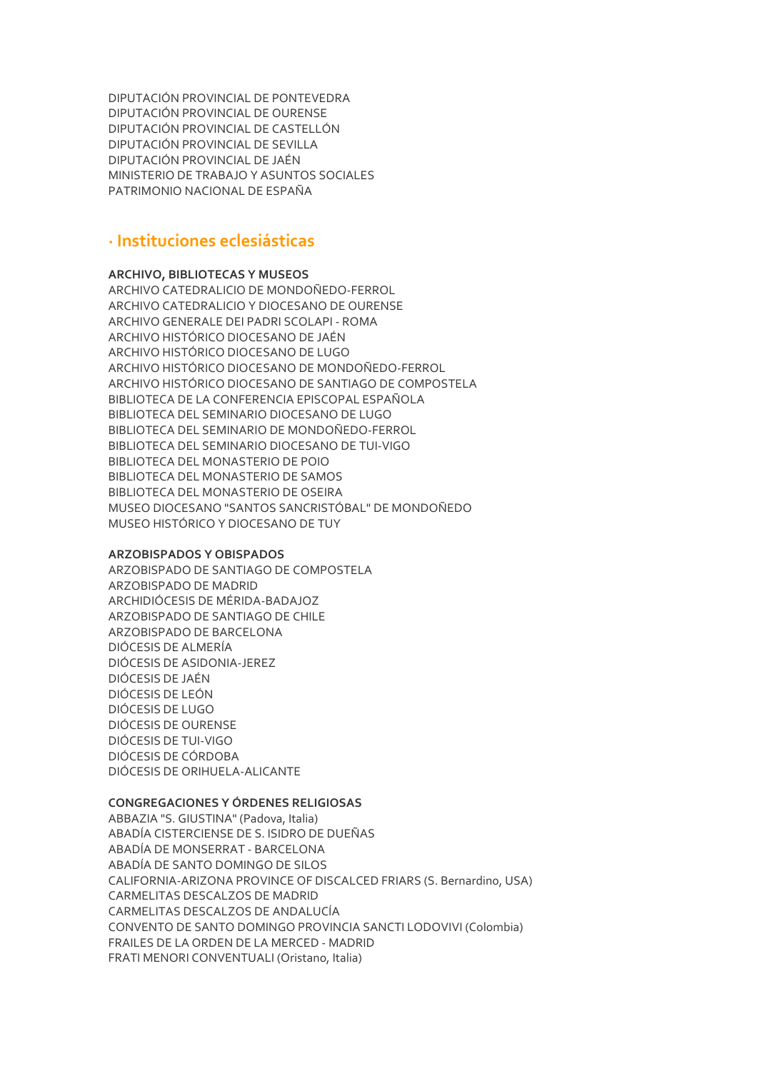DIPUTACIÓN PROVINCIAL DE PONTEVEDRA
DIPUTACIÓN PROVINCIAL DE OURENSE
DIPUTACIÓN PROVINCIAL DE CASTELLÓN
DIPUTACIÓN PROVINCIAL DE SEVILLA
DIPUTACIÓN PROVINCIAL DE JAÉN
MINISTERIO DE TRABAJO Y ASUNTOS SOCIALES
PATRIMONIO NACIONAL DE ESPAÑA

## · Instituciones eclesiásticas

**ARCHIVO, BIBLIOTECAS Y MUSEOS**
ARCHIVO CATEDRALICIO DE MONDOÑEDO-FERROL
ARCHIVO CATEDRALICIO Y DIOCESANO DE OURENSE
ARCHIVO GENERALE DEI PADRI SCOLAPI - ROMA
ARCHIVO HISTÓRICO DIOCESANO DE JAÉN
ARCHIVO HISTÓRICO DIOCESANO DE LUGO
ARCHIVO HISTÓRICO DIOCESANO DE MONDOÑEDO-FERROL
ARCHIVO HISTÓRICO DIOCESANO DE SANTIAGO DE COMPOSTELA
BIBLIOTECA DE LA CONFERENCIA EPISCOPAL ESPAÑOLA
BIBLIOTECA DEL SEMINARIO DIOCESANO DE LUGO
BIBLIOTECA DEL SEMINARIO DE MONDOÑEDO-FERROL
BIBLIOTECA DEL SEMINARIO DIOCESANO DE TUI-VIGO
BIBLIOTECA DEL MONASTERIO DE POIO
BIBLIOTECA DEL MONASTERIO DE SAMOS
BIBLIOTECA DEL MONASTERIO DE OSEIRA
MUSEO DIOCESANO "SANTOS SANCRISTÓBAL" DE MONDOÑEDO
MUSEO HISTÓRICO Y DIOCESANO DE TUY

**ARZOBISPADOS Y OBISPADOS**
ARZOBISPADO DE SANTIAGO DE COMPOSTELA
ARZOBISPADO DE MADRID
ARCHIDIÓCESIS DE MÉRIDA-BADAJOZ
ARZOBISPADO DE SANTIAGO DE CHILE
ARZOBISPADO DE BARCELONA
DIÓCESIS DE ALMERÍA
DIÓCESIS DE ASIDONIA-JEREZ
DIÓCESIS DE JAÉN
DIÓCESIS DE LEÓN
DIÓCESIS DE LUGO
DIÓCESIS DE OURENSE
DIÓCESIS DE TUI-VIGO
DIÓCESIS DE CÓRDOBA
DIÓCESIS DE ORIHUELA-ALICANTE

**CONGREGACIONES Y ÓRDENES RELIGIOSAS**
ABBAZIA "S. GIUSTINA" (Padova, Italia)
ABADÍA CISTERCIENSE DE S. ISIDRO DE DUEÑAS
ABADÍA DE MONSERRAT - BARCELONA
ABADÍA DE SANTO DOMINGO DE SILOS
CALIFORNIA-ARIZONA PROVINCE OF DISCALCED FRIARS (S. Bernardino, USA)
CARMELITAS DESCALZOS DE MADRID
CARMELITAS DESCALZOS DE ANDALUCÍA
CONVENTO DE SANTO DOMINGO PROVINCIA SANCTI LODOVIVI (Colombia)
FRAILES DE LA ORDEN DE LA MERCED - MADRID
FRATI MENORI CONVENTUALI (Oristano, Italia)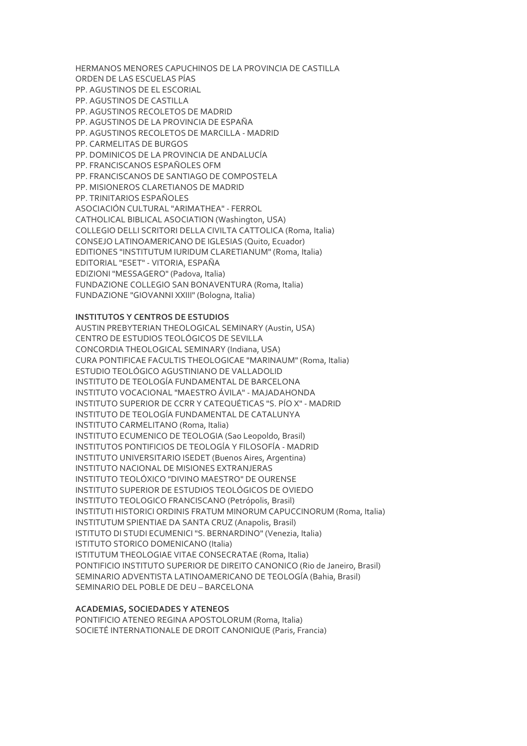HERMANOS MENORES CAPUCHINOS DE LA PROVINCIA DE CASTILLA
ORDEN DE LAS ESCUELAS PÍAS
PP. AGUSTINOS DE EL ESCORIAL
PP. AGUSTINOS DE CASTILLA
PP. AGUSTINOS RECOLETOS DE MADRID
PP. AGUSTINOS DE LA PROVINCIA DE ESPAÑA
PP. AGUSTINOS RECOLETOS DE MARCILLA - MADRID
PP. CARMELITAS DE BURGOS
PP. DOMINICOS DE LA PROVINCIA DE ANDALUCÍA
PP. FRANCISCANOS ESPAÑOLES OFM
PP. FRANCISCANOS DE SANTIAGO DE COMPOSTELA
PP. MISIONEROS CLARETIANOS DE MADRID
PP. TRINITARIOS ESPAÑOLES
ASOCIACIÓN CULTURAL "ARIMATHEA" - FERROL
CATHOLICAL BIBLICAL ASOCIATION (Washington, USA)
COLLEGIO DELLI SCRITORI DELLA CIVILTA CATTOLICA (Roma, Italia)
CONSEJO LATINOAMERICANO DE IGLESIAS (Quito, Ecuador)
EDITIONES "INSTITUTUM IURIDUM CLARETIANUM" (Roma, Italia)
EDITORIAL "ESET" - VITORIA, ESPAÑA
EDIZIONI "MESSAGERO" (Padova, Italia)
FUNDAZIONE COLLEGIO SAN BONAVENTURA (Roma, Italia)
FUNDAZIONE "GIOVANNI XXIII" (Bologna, Italia)

**INSTITUTOS Y CENTROS DE ESTUDIOS**

AUSTIN PREBYTERIAN THEOLOGICAL SEMINARY (Austin, USA)
CENTRO DE ESTUDIOS TEOLÓGICOS DE SEVILLA
CONCORDIA THEOLOGICAL SEMINARY (Indiana, USA)
CURA PONTIFICAE FACULTIS THEOLOGICAE "MARINAUM" (Roma, Italia)
ESTUDIO TEOLÓGICO AGUSTINIANO DE VALLADOLID
INSTITUTO DE TEOLOGÍA FUNDAMENTAL DE BARCELONA
INSTITUTO VOCACIONAL "MAESTRO ÁVILA" - MAJADAHONDA
INSTITUTO SUPERIOR DE CCRR Y CATEQUÉTICAS "S. PÍO X" - MADRID
INSTITUTO DE TEOLOGÍA FUNDAMENTAL DE CATALUNYA
INSTITUTO CARMELITANO (Roma, Italia)
INSTITUTO ECUMENICO DE TEOLOGIA (Sao Leopoldo, Brasil)
INSTITUTOS PONTIFICIOS DE TEOLOGÍA Y FILOSOFÍA - MADRID
INSTITUTO UNIVERSITARIO ISEDET (Buenos Aires, Argentina)
INSTITUTO NACIONAL DE MISIONES EXTRANJERAS
INSTITUTO TEOLÓXICO "DIVINO MAESTRO" DE OURENSE
INSTITUTO SUPERIOR DE ESTUDIOS TEOLÓGICOS DE OVIEDO
INSTITUTO TEOLOGICO FRANCISCANO (Petrópolis, Brasil)
INSTITUTI HISTORICI ORDINIS FRATUM MINORUM CAPUCCINORUM (Roma, Italia)
INSTITUTUM SPIENTIAE DA SANTA CRUZ (Anapolis, Brasil)
ISTITUTO DI STUDI ECUMENICI "S. BERNARDINO" (Venezia, Italia)
ISTITUTO STORICO DOMENICANO (Italia)
ISTITUTUM THEOLOGIAE VITAE CONSECRATAE (Roma, Italia)
PONTIFICIO INSTITUTO SUPERIOR DE DIREITO CANONICO (Rio de Janeiro, Brasil)
SEMINARIO ADVENTISTA LATINOAMERICANO DE TEOLOGÍA (Bahia, Brasil)
SEMINARIO DEL POBLE DE DEU – BARCELONA

**ACADEMIAS, SOCIEDADES Y ATENEOS**

PONTIFICIO ATENEO REGINA APOSTOLORUM (Roma, Italia)
SOCIETÉ INTERNATIONALE DE DROIT CANONIQUE (Paris, Francia)